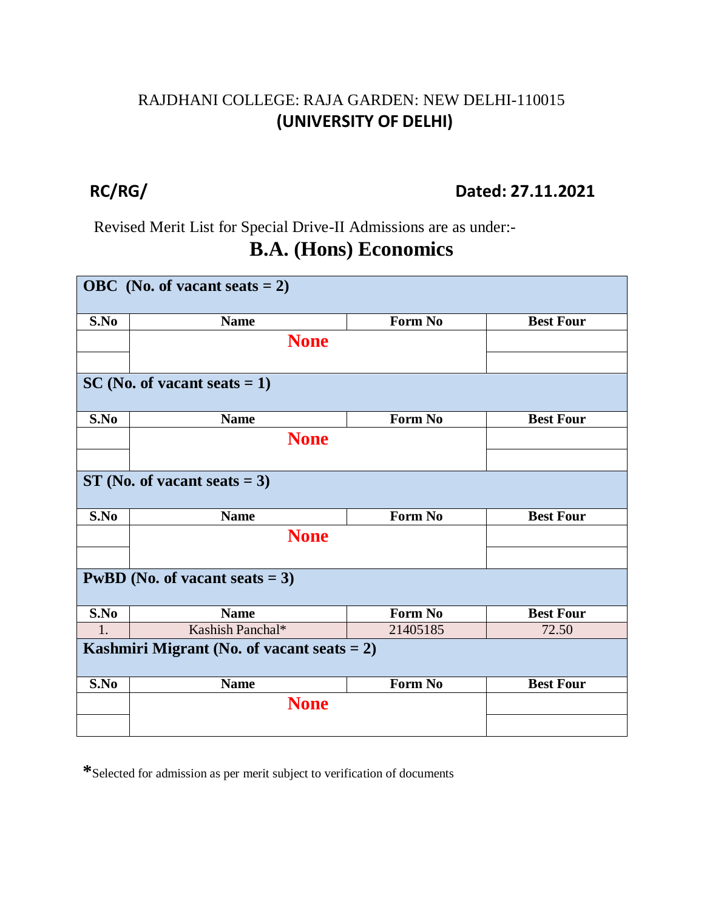RAJDHANI COLLEGE: RAJA GARDEN: NEW DELHI-110015

**(UNIVERSITY OF DELHI)**

**RC/RG/** **Dated: 27.11.2021**

Revised Merit List for Special Drive-II Admissions are as under:-

# B.A. (Hons) Economics

| **OBC (No. of vacant seats = 2)** | | | |
|---|---|---|---|
| **S.No** | **Name** | **Form No** | **Best Four** |
| | **None** | | |
| | | | |
| **SC (No. of vacant seats = 1)** | | | |
| **S.No** | **Name** | **Form No** | **Best Four** |
| | **None** | | |
| | | | |
| **ST (No. of vacant seats = 3)** | | | |
| **S.No** | **Name** | **Form No** | **Best Four** |
| | **None** | | |
| | | | |
| **PwBD (No. of vacant seats = 3)** | | | |
| **S.No** | **Name** | **Form No** | **Best Four** |
| 1. | Kashish Panchal* | 21405185 | 72.50 |
| **Kashmiri Migrant (No. of vacant seats = 2)** | | | |
| **S.No** | **Name** | **Form No** | **Best Four** |
| | **None** | | |
| | | | |

*Selected for admission as per merit subject to verification of documents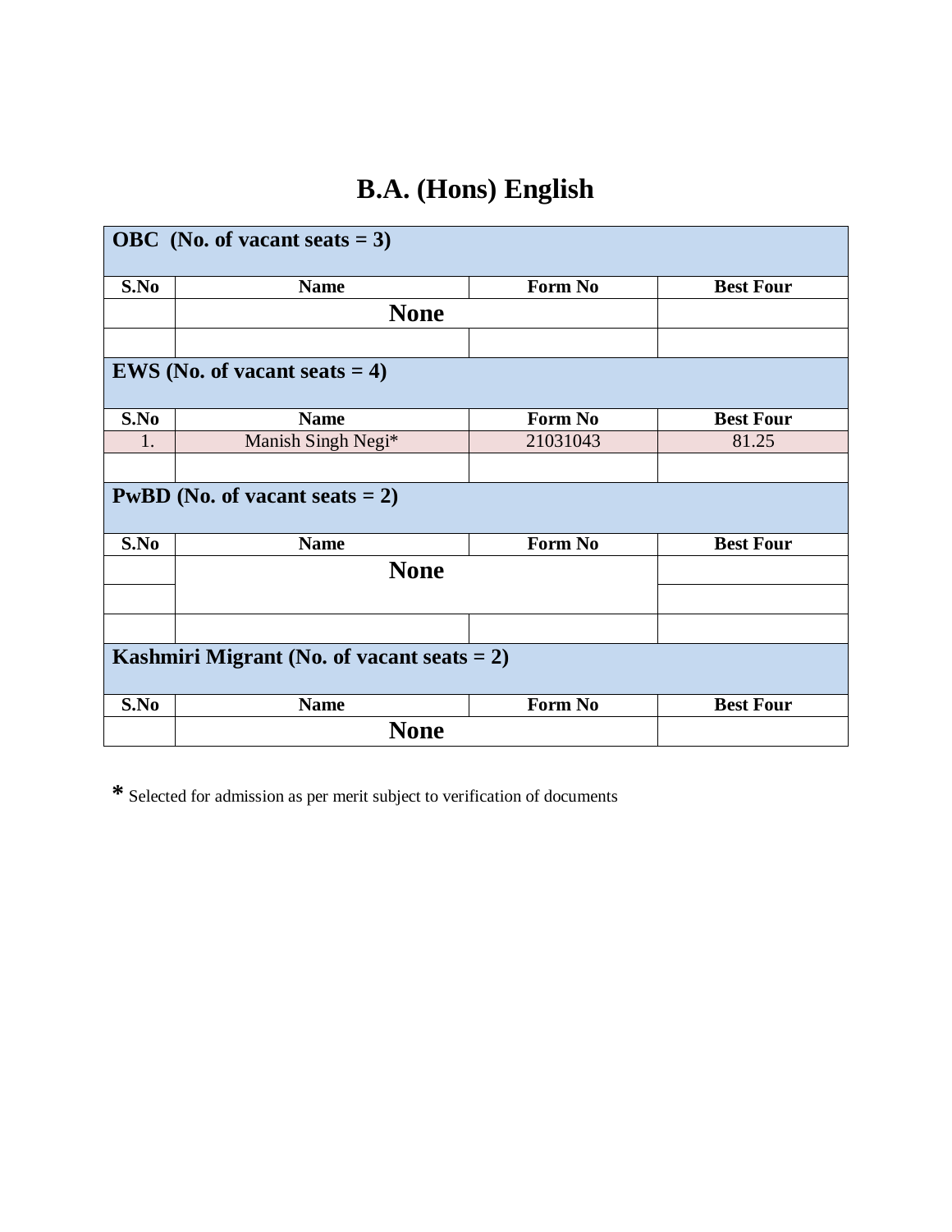# B.A. (Hons) English

| OBC (No. of vacant seats = 3) | | | |
|---|---|---|---|
| **S.No** | **Name** | **Form No** | **Best Four** |
| | **None** | | |
| | | | |

| EWS (No. of vacant seats = 4) | | | |
|---|---|---|---|
| **S.No** | **Name** | **Form No** | **Best Four** |
| 1. | Manish Singh Negi* | 21031043 | 81.25 |
| | | | |

| PwBD (No. of vacant seats = 2) | | | |
|---|---|---|---|
| **S.No** | **Name** | **Form No** | **Best Four** |
| | **None** | | |
| | | | |
| | | | |

| Kashmiri Migrant (No. of vacant seats = 2) | | | |
|---|---|---|---|
| **S.No** | **Name** | **Form No** | **Best Four** |
| | **None** | | |

**\*** Selected for admission as per merit subject to verification of documents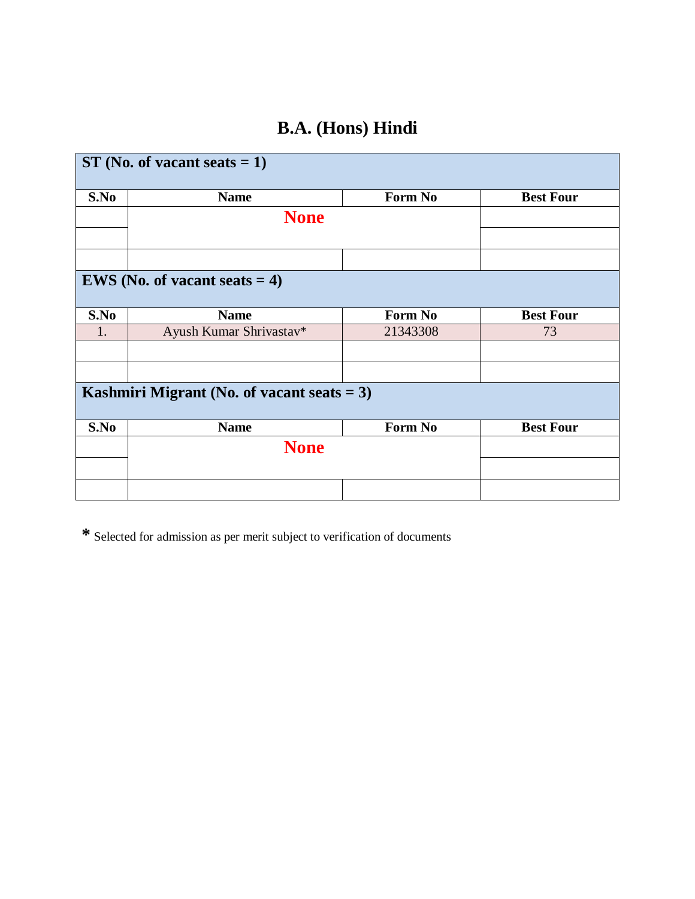# B.A. (Hons) Hindi

| S.No | Name | Form No | Best Four |
|---|---|---|---|
| **ST (No. of vacant seats = 1)** | | | |
| | **None** | | |
| | | | |
| | | | |

| S.No | Name | Form No | Best Four |
|---|---|---|---|
| **EWS (No. of vacant seats = 4)** | | | |
| 1. | Ayush Kumar Shrivastav* | 21343308 | 73 |
| | | | |
| | | | |

| S.No | Name | Form No | Best Four |
|---|---|---|---|
| **Kashmiri Migrant (No. of vacant seats = 3)** | | | |
| | **None** | | |
| | | | |
| | | | |

* Selected for admission as per merit subject to verification of documents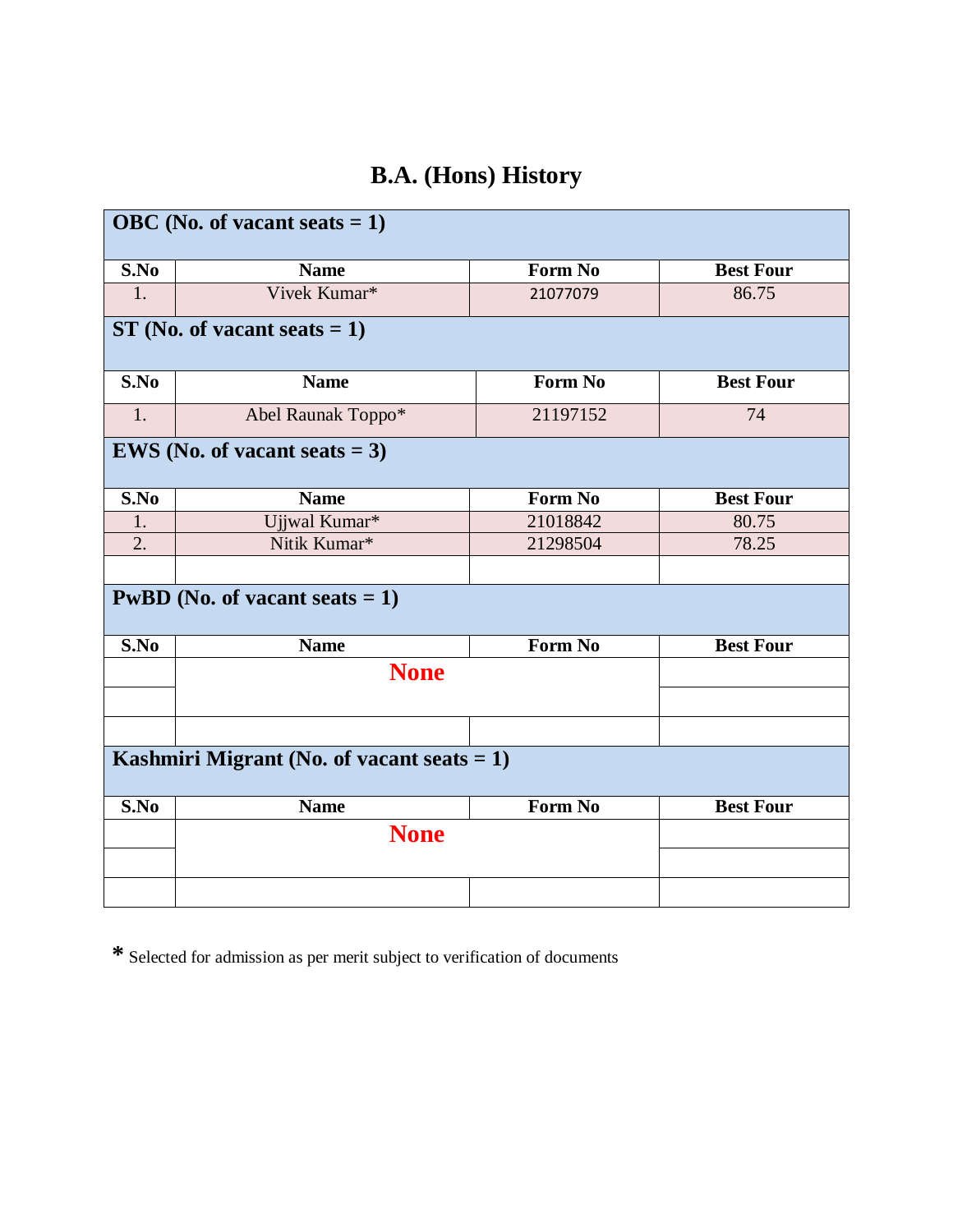# B.A. (Hons) History

**OBC (No. of vacant seats = 1)**

| S.No | Name | Form No | Best Four |
|---|---|---|---|
| 1. | Vivek Kumar* | 21077079 | 86.75 |

**ST (No. of vacant seats = 1)**

| S.No | Name | Form No | Best Four |
|---|---|---|---|
| 1. | Abel Raunak Toppo* | 21197152 | 74 |

**EWS (No. of vacant seats = 3)**

| S.No | Name | Form No | Best Four |
|---|---|---|---|
| 1. | Ujjwal Kumar* | 21018842 | 80.75 |
| 2. | Nitik Kumar* | 21298504 | 78.25 |
| | | | |

**PwBD (No. of vacant seats = 1)**

| S.No | Name | Form No | Best Four |
|---|---|---|---|
| | None | | |
| | | | |
| | | | |

**Kashmiri Migrant (No. of vacant seats = 1)**

| S.No | Name | Form No | Best Four |
|---|---|---|---|
| | None | | |
| | | | |
| | | | |

**\*** Selected for admission as per merit subject to verification of documents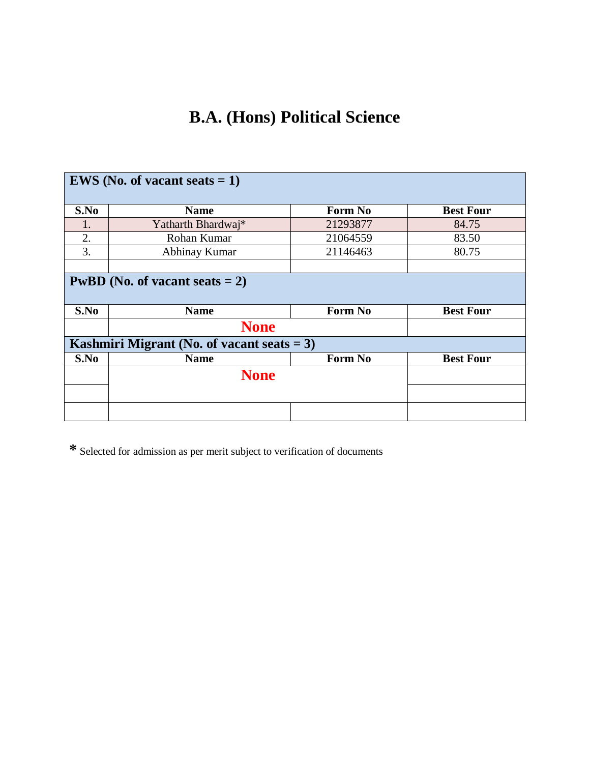# B.A. (Hons) Political Science

| **EWS (No. of vacant seats = 1)** | | | |
|---|---|---|---|
| **S.No** | **Name** | **Form No** | **Best Four** |
| 1. | Yatharth Bhardwaj* | 21293877 | 84.75 |
| 2. | Rohan Kumar | 21064559 | 83.50 |
| 3. | Abhinay Kumar | 21146463 | 80.75 |
| | | | |
| **PwBD (No. of vacant seats = 2)** | | | |
| **S.No** | **Name** | **Form No** | **Best Four** |
| | **None** | | |
| **Kashmiri Migrant (No. of vacant seats = 3)** | | | |
| **S.No** | **Name** | **Form No** | **Best Four** |
| | **None** | | |
| | | | |
| | | | |

**\*** Selected for admission as per merit subject to verification of documents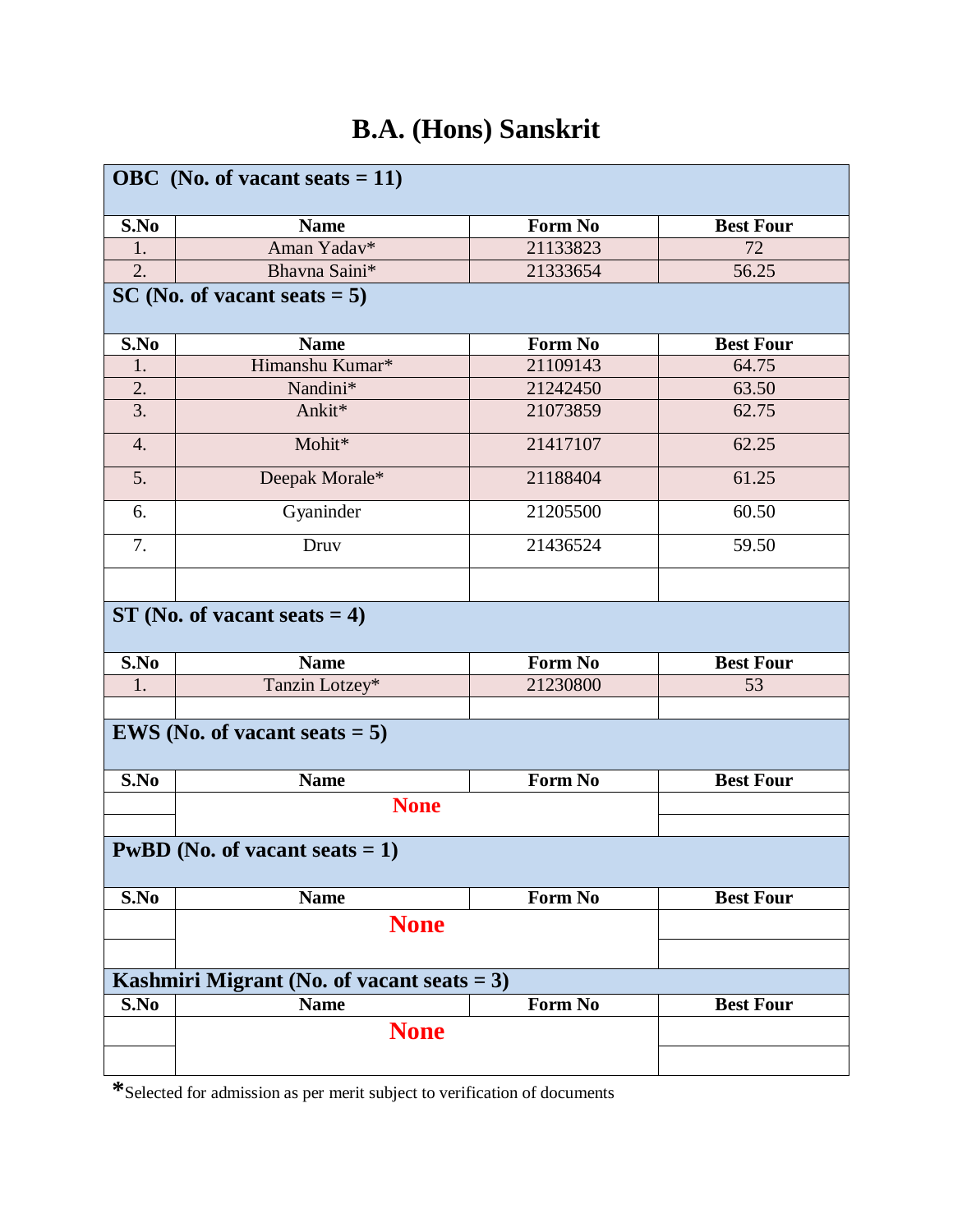# B.A. (Hons) Sanskrit

**OBC (No. of vacant seats = 11)**

| S.No | Name | Form No | Best Four |
|---|---|---|---|
| 1. | Aman Yadav* | 21133823 | 72 |
| 2. | Bhavna Saini* | 21333654 | 56.25 |

**SC (No. of vacant seats = 5)**

| S.No | Name | Form No | Best Four |
|---|---|---|---|
| 1. | Himanshu Kumar* | 21109143 | 64.75 |
| 2. | Nandini* | 21242450 | 63.50 |
| 3. | Ankit* | 21073859 | 62.75 |
| 4. | Mohit* | 21417107 | 62.25 |
| 5. | Deepak Morale* | 21188404 | 61.25 |
| 6. | Gyaninder | 21205500 | 60.50 |
| 7. | Druv | 21436524 | 59.50 |

**ST (No. of vacant seats = 4)**

| S.No | Name | Form No | Best Four |
|---|---|---|---|
| 1. | Tanzin Lotzey* | 21230800 | 53 |

**EWS (No. of vacant seats = 5)**

| S.No | Name | Form No | Best Four |
|---|---|---|---|
| | None | | |

**PwBD (No. of vacant seats = 1)**

| S.No | Name | Form No | Best Four |
|---|---|---|---|
| | None | | |

**Kashmiri Migrant (No. of vacant seats = 3)**

| S.No | Name | Form No | Best Four |
|---|---|---|---|
| | None | | |

*Selected for admission as per merit subject to verification of documents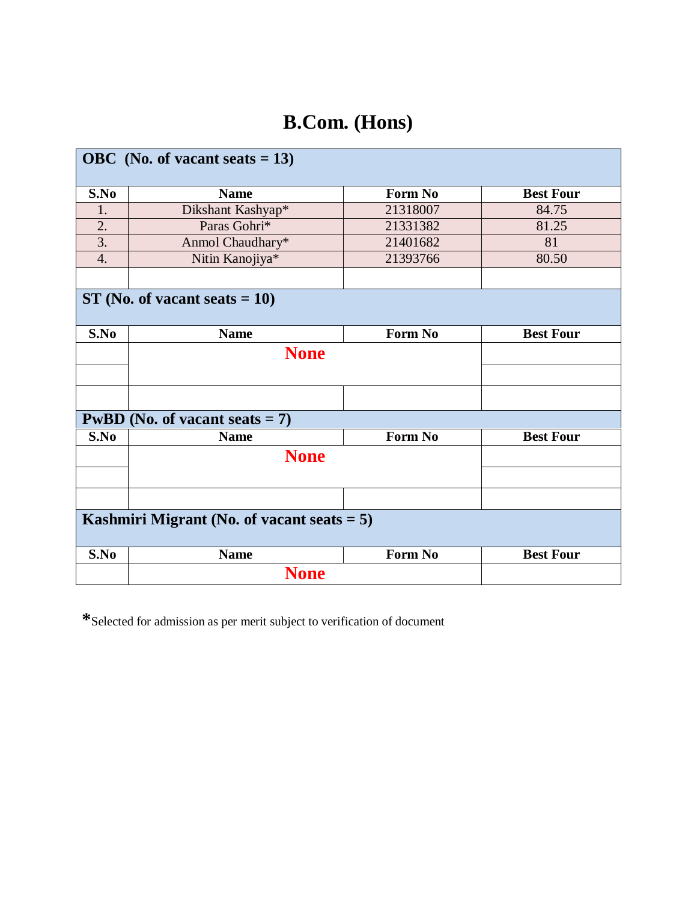# B.Com. (Hons)

| OBC (No. of vacant seats = 13) | | | |
|---|---|---|---|
| **S.No** | **Name** | **Form No** | **Best Four** |
| 1. | Dikshant Kashyap* | 21318007 | 84.75 |
| 2. | Paras Gohri* | 21331382 | 81.25 |
| 3. | Anmol Chaudhary* | 21401682 | 81 |
| 4. | Nitin Kanojiya* | 21393766 | 80.50 |

| ST (No. of vacant seats = 10) | | | |
|---|---|---|---|
| **S.No** | **Name** | **Form No** | **Best Four** |
| | None | | |

| PwBD (No. of vacant seats = 7) | | | |
|---|---|---|---|
| **S.No** | **Name** | **Form No** | **Best Four** |
| | None | | |

| Kashmiri Migrant (No. of vacant seats = 5) | | | |
|---|---|---|---|
| **S.No** | **Name** | **Form No** | **Best Four** |
| | None | | |

*Selected for admission as per merit subject to verification of document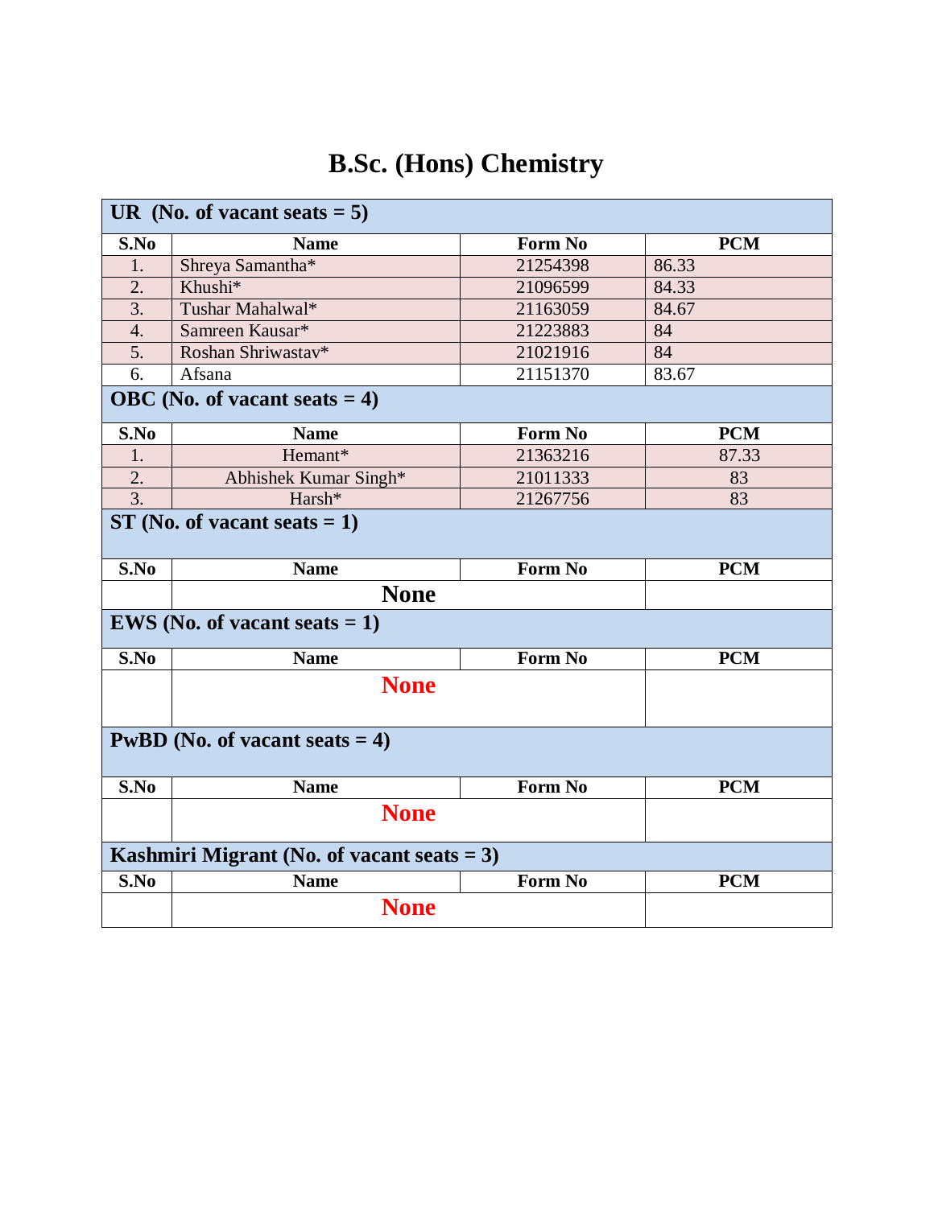# B.Sc. (Hons) Chemistry

| UR (No. of vacant seats = 5) | | | |
|---|---|---|---|
| **S.No** | **Name** | **Form No** | **PCM** |
| 1. | Shreya Samantha* | 21254398 | 86.33 |
| 2. | Khushi* | 21096599 | 84.33 |
| 3. | Tushar Mahalwal* | 21163059 | 84.67 |
| 4. | Samreen Kausar* | 21223883 | 84 |
| 5. | Roshan Shriwastav* | 21021916 | 84 |
| 6. | Afsana | 21151370 | 83.67 |

| OBC (No. of vacant seats = 4) | | | |
|---|---|---|---|
| **S.No** | **Name** | **Form No** | **PCM** |
| 1. | Hemant* | 21363216 | 87.33 |
| 2. | Abhishek Kumar Singh* | 21011333 | 83 |
| 3. | Harsh* | 21267756 | 83 |

| ST (No. of vacant seats = 1) | | | |
|---|---|---|---|
| **S.No** | **Name** | **Form No** | **PCM** |
| | **None** | | |

| EWS (No. of vacant seats = 1) | | | |
|---|---|---|---|
| **S.No** | **Name** | **Form No** | **PCM** |
| | **None** | | |

| PwBD (No. of vacant seats = 4) | | | |
|---|---|---|---|
| **S.No** | **Name** | **Form No** | **PCM** |
| | **None** | | |

| Kashmiri Migrant (No. of vacant seats = 3) | | | |
|---|---|---|---|
| **S.No** | **Name** | **Form No** | **PCM** |
| | **None** | | |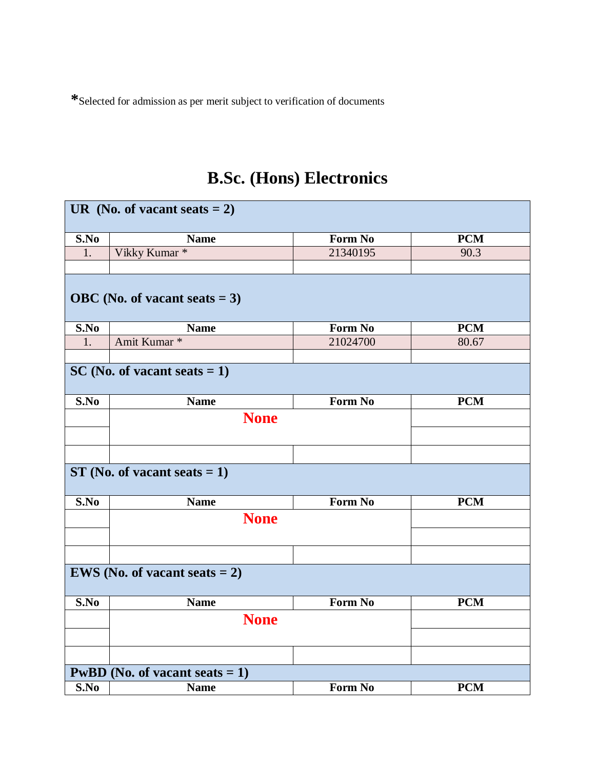*Selected for admission as per merit subject to verification of documents

# B.Sc. (Hons) Electronics

| UR (No. of vacant seats = 2) | | | |
|---|---|---|---|
| **S.No** | **Name** | **Form No** | **PCM** |
| 1. | Vikky Kumar * | 21340195 | 90.3 |
| | | | |

| OBC (No. of vacant seats = 3) | | | |
|---|---|---|---|
| **S.No** | **Name** | **Form No** | **PCM** |
| 1. | Amit Kumar * | 21024700 | 80.67 |
| | | | |

| SC (No. of vacant seats = 1) | | | |
|---|---|---|---|
| **S.No** | **Name** | **Form No** | **PCM** |
| | **None** | | |
| | | | |
| | | | |

| ST (No. of vacant seats = 1) | | | |
|---|---|---|---|
| **S.No** | **Name** | **Form No** | **PCM** |
| | **None** | | |
| | | | |
| | | | |

| EWS (No. of vacant seats = 2) | | | |
|---|---|---|---|
| **S.No** | **Name** | **Form No** | **PCM** |
| | **None** | | |
| | | | |
| | | | |

| PwBD (No. of vacant seats = 1) | | | |
|---|---|---|---|
| **S.No** | **Name** | **Form No** | **PCM** |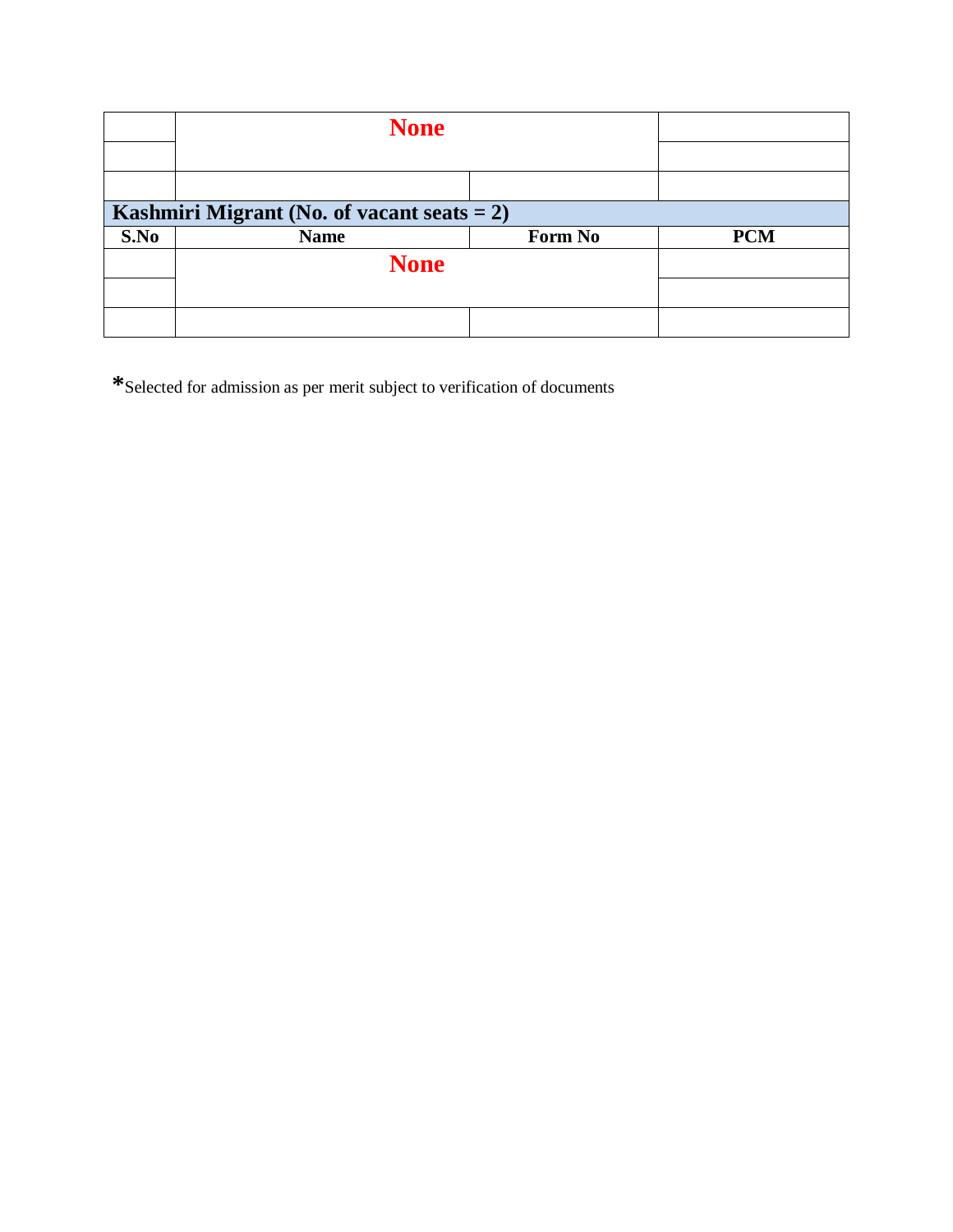| | | | |
|---|---|---|---|
| | **None** | | |
| | | | |
| | | | |
| **Kashmiri Migrant (No. of vacant seats = 2)** | | | |
| **S.No** | **Name** | **Form No** | **PCM** |
| | **None** | | |
| | | | |
| | | | |

**\***Selected for admission as per merit subject to verification of documents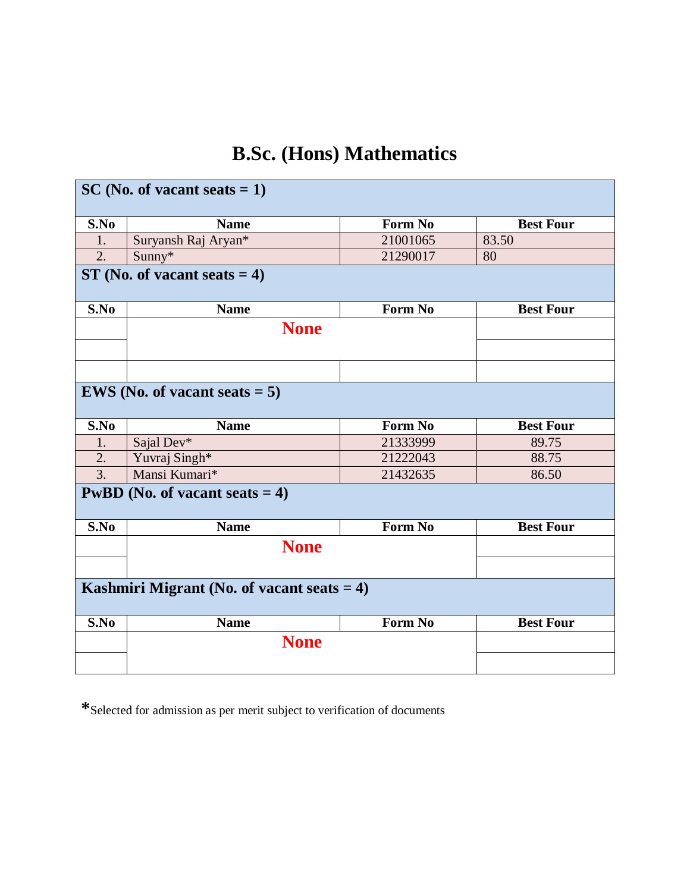# B.Sc. (Hons) Mathematics

| SC (No. of vacant seats = 1) | | | |
|---|---|---|---|
| **S.No** | **Name** | **Form No** | **Best Four** |
| 1. | Suryansh Raj Aryan* | 21001065 | 83.50 |
| 2. | Sunny* | 21290017 | 80 |

| ST (No. of vacant seats = 4) | | | |
|---|---|---|---|
| **S.No** | **Name** | **Form No** | **Best Four** |
| | **None** | | |
| | | | |
| | | | |

| EWS (No. of vacant seats = 5) | | | |
|---|---|---|---|
| **S.No** | **Name** | **Form No** | **Best Four** |
| 1. | Sajal Dev* | 21333999 | 89.75 |
| 2. | Yuvraj Singh* | 21222043 | 88.75 |
| 3. | Mansi Kumari* | 21432635 | 86.50 |

| PwBD (No. of vacant seats = 4) | | | |
|---|---|---|---|
| **S.No** | **Name** | **Form No** | **Best Four** |
| | **None** | | |
| | | | |

| Kashmiri Migrant (No. of vacant seats = 4) | | | |
|---|---|---|---|
| **S.No** | **Name** | **Form No** | **Best Four** |
| | **None** | | |
| | | | |

*Selected for admission as per merit subject to verification of documents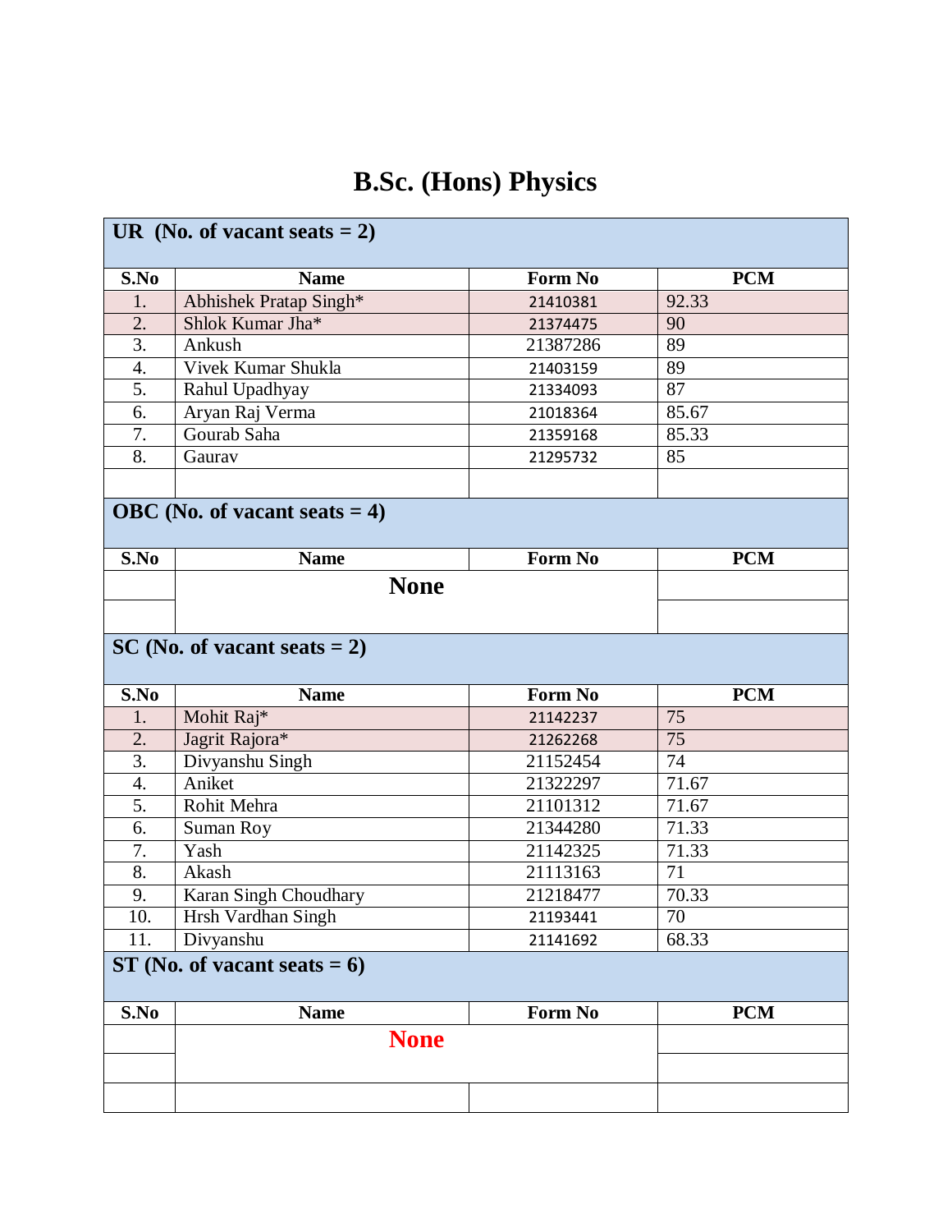# B.Sc. (Hons) Physics

**UR (No. of vacant seats = 2)**

| S.No | Name | Form No | PCM |
|---|---|---|---|
| 1. | Abhishek Pratap Singh* | 21410381 | 92.33 |
| 2. | Shlok Kumar Jha* | 21374475 | 90 |
| 3. | Ankush | 21387286 | 89 |
| 4. | Vivek Kumar Shukla | 21403159 | 89 |
| 5. | Rahul Upadhyay | 21334093 | 87 |
| 6. | Aryan Raj Verma | 21018364 | 85.67 |
| 7. | Gourab Saha | 21359168 | 85.33 |
| 8. | Gaurav | 21295732 | 85 |

**OBC (No. of vacant seats = 4)**

| S.No | Name | Form No | PCM |
|---|---|---|---|
| | **None** | | |

**SC (No. of vacant seats = 2)**

| S.No | Name | Form No | PCM |
|---|---|---|---|
| 1. | Mohit Raj* | 21142237 | 75 |
| 2. | Jagrit Rajora* | 21262268 | 75 |
| 3. | Divyanshu Singh | 21152454 | 74 |
| 4. | Aniket | 21322297 | 71.67 |
| 5. | Rohit Mehra | 21101312 | 71.67 |
| 6. | Suman Roy | 21344280 | 71.33 |
| 7. | Yash | 21142325 | 71.33 |
| 8. | Akash | 21113163 | 71 |
| 9. | Karan Singh Choudhary | 21218477 | 70.33 |
| 10. | Hrsh Vardhan Singh | 21193441 | 70 |
| 11. | Divyanshu | 21141692 | 68.33 |

**ST (No. of vacant seats = 6)**

| S.No | Name | Form No | PCM |
|---|---|---|---|
| | **None** | | |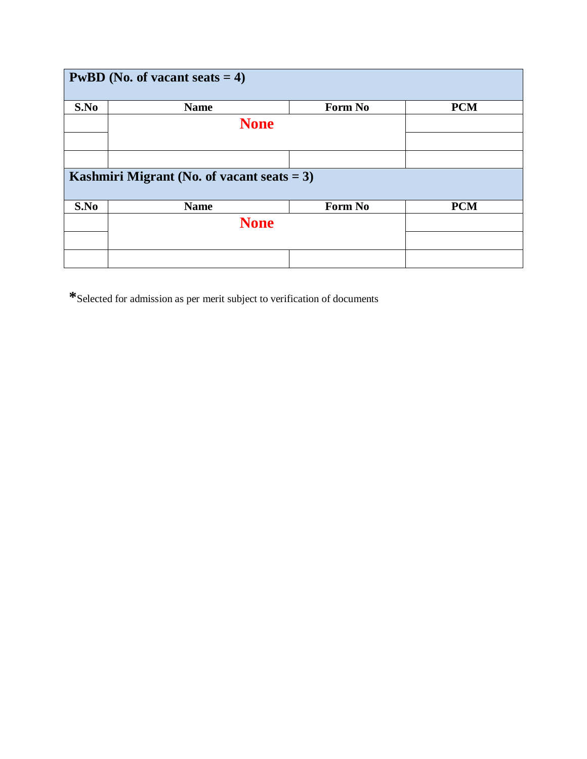| PwBD (No. of vacant seats = 4) | | | |
|---|---|---|---|
| **S.No** | **Name** | **Form No** | **PCM** |
| | **None** | | |
| | | | |
| | | | |

| Kashmiri Migrant (No. of vacant seats = 3) | | | |
|---|---|---|---|
| **S.No** | **Name** | **Form No** | **PCM** |
| | **None** | | |
| | | | |
| | | | |

*Selected for admission as per merit subject to verification of documents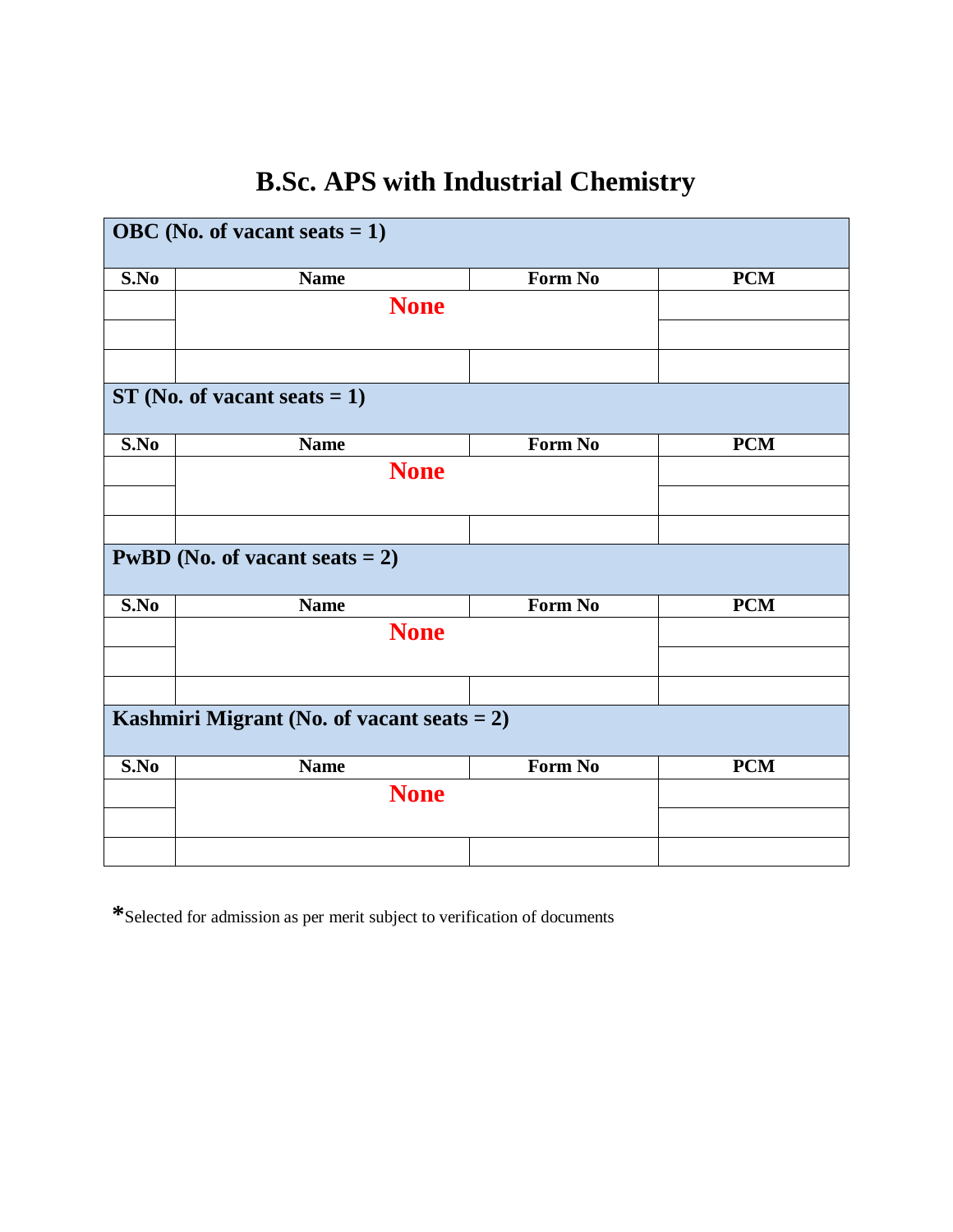# B.Sc. APS with Industrial Chemistry

| OBC (No. of vacant seats = 1) | | | |
|---|---|---|---|
| S.No | Name | Form No | PCM |
| | None | | |
| | | | |
| | | | |

| ST (No. of vacant seats = 1) | | | |
|---|---|---|---|
| S.No | Name | Form No | PCM |
| | None | | |
| | | | |
| | | | |

| PwBD (No. of vacant seats = 2) | | | |
|---|---|---|---|
| S.No | Name | Form No | PCM |
| | None | | |
| | | | |
| | | | |

| Kashmiri Migrant (No. of vacant seats = 2) | | | |
|---|---|---|---|
| S.No | Name | Form No | PCM |
| | None | | |
| | | | |
| | | | |

*Selected for admission as per merit subject to verification of documents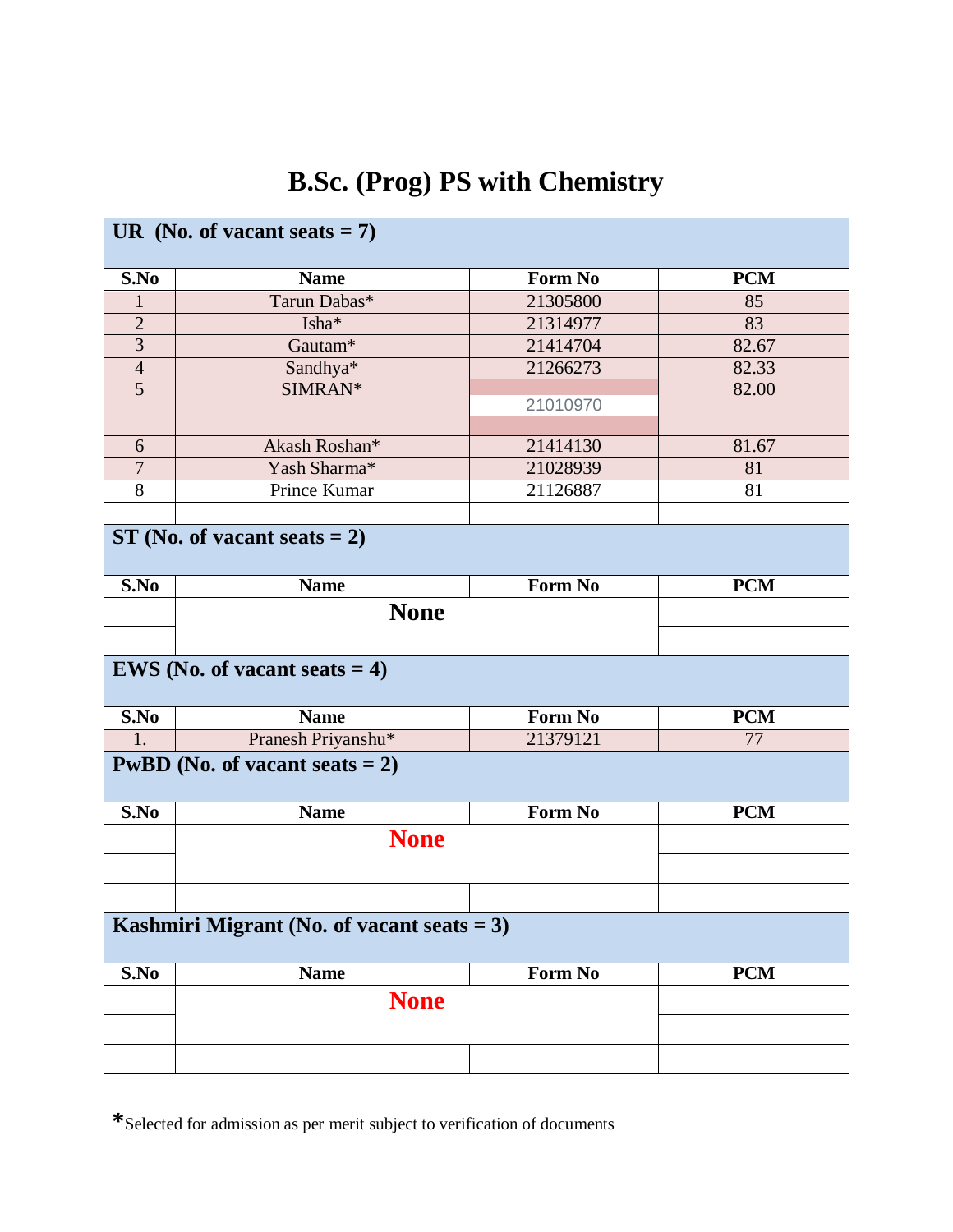# B.Sc. (Prog) PS with Chemistry

**UR (No. of vacant seats = 7)**

| S.No | Name | Form No | PCM |
|---|---|---|---|
| 1 | Tarun Dabas* | 21305800 | 85 |
| 2 | Isha* | 21314977 | 83 |
| 3 | Gautam* | 21414704 | 82.67 |
| 4 | Sandhya* | 21266273 | 82.33 |
| 5 | SIMRAN* | 21010970 | 82.00 |
| 6 | Akash Roshan* | 21414130 | 81.67 |
| 7 | Yash Sharma* | 21028939 | 81 |
| 8 | Prince Kumar | 21126887 | 81 |

**ST (No. of vacant seats = 2)**

| S.No | Name | Form No | PCM |
|---|---|---|---|
| | **None** | | |

**EWS (No. of vacant seats = 4)**

| S.No | Name | Form No | PCM |
|---|---|---|---|
| 1. | Pranesh Priyanshu* | 21379121 | 77 |

**PwBD (No. of vacant seats = 2)**

| S.No | Name | Form No | PCM |
|---|---|---|---|
| | **None** | | |

**Kashmiri Migrant (No. of vacant seats = 3)**

| S.No | Name | Form No | PCM |
|---|---|---|---|
| | **None** | | |

*Selected for admission as per merit subject to verification of documents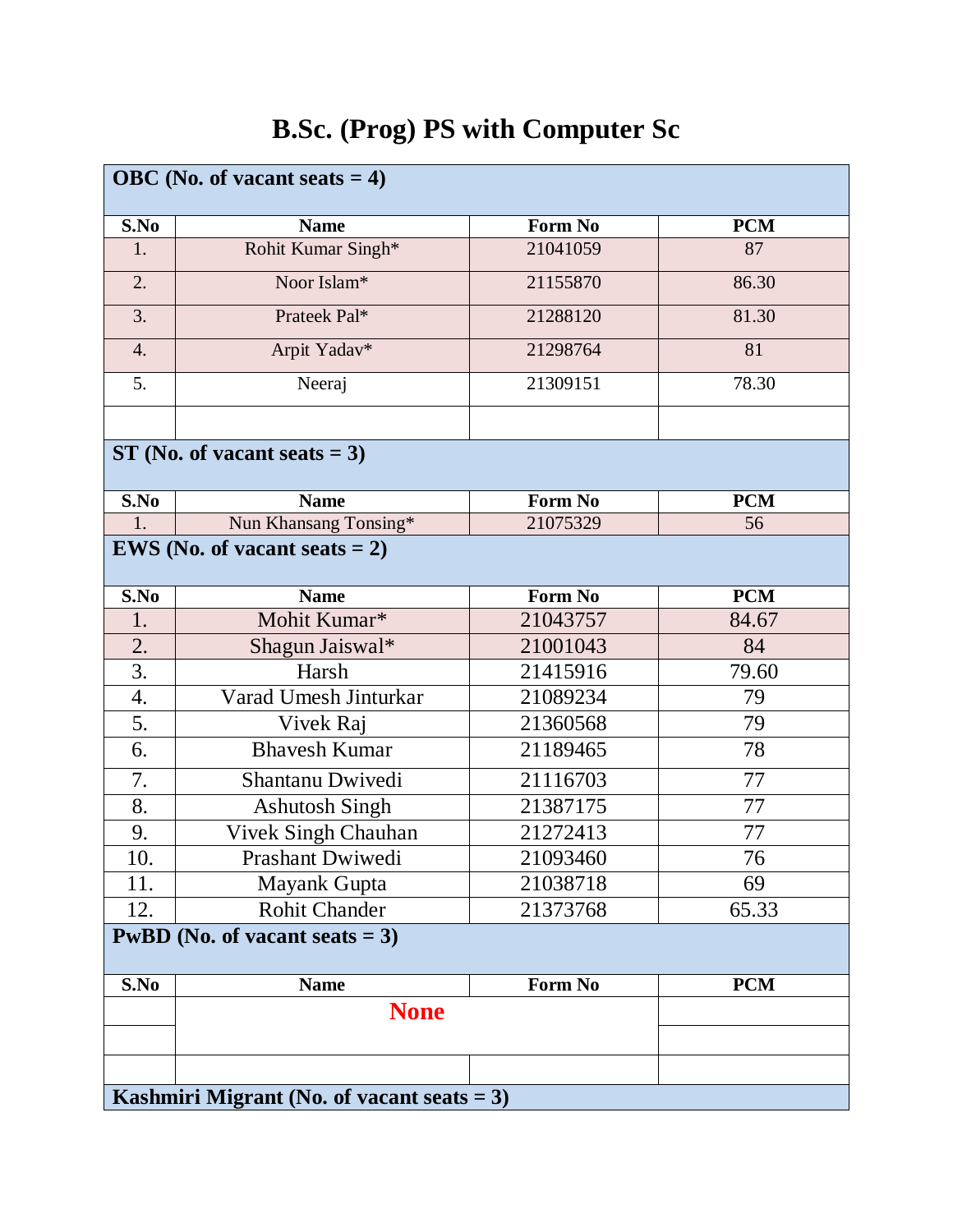# B.Sc. (Prog) PS with Computer Sc

**OBC (No. of vacant seats = 4)**

| S.No | Name | Form No | PCM |
|---|---|---|---|
| 1. | Rohit Kumar Singh* | 21041059 | 87 |
| 2. | Noor Islam* | 21155870 | 86.30 |
| 3. | Prateek Pal* | 21288120 | 81.30 |
| 4. | Arpit Yadav* | 21298764 | 81 |
| 5. | Neeraj | 21309151 | 78.30 |

**ST (No. of vacant seats = 3)**

| S.No | Name | Form No | PCM |
|---|---|---|---|
| 1. | Nun Khansang Tonsing* | 21075329 | 56 |

**EWS (No. of vacant seats = 2)**

| S.No | Name | Form No | PCM |
|---|---|---|---|
| 1. | Mohit Kumar* | 21043757 | 84.67 |
| 2. | Shagun Jaiswal* | 21001043 | 84 |
| 3. | Harsh | 21415916 | 79.60 |
| 4. | Varad Umesh Jinturkar | 21089234 | 79 |
| 5. | Vivek Raj | 21360568 | 79 |
| 6. | Bhavesh Kumar | 21189465 | 78 |
| 7. | Shantanu Dwivedi | 21116703 | 77 |
| 8. | Ashutosh Singh | 21387175 | 77 |
| 9. | Vivek Singh Chauhan | 21272413 | 77 |
| 10. | Prashant Dwiwedi | 21093460 | 76 |
| 11. | Mayank Gupta | 21038718 | 69 |
| 12. | Rohit Chander | 21373768 | 65.33 |

**PwBD (No. of vacant seats = 3)**

| S.No | Name | Form No | PCM |
|---|---|---|---|
| | None | | |

**Kashmiri Migrant (No. of vacant seats = 3)**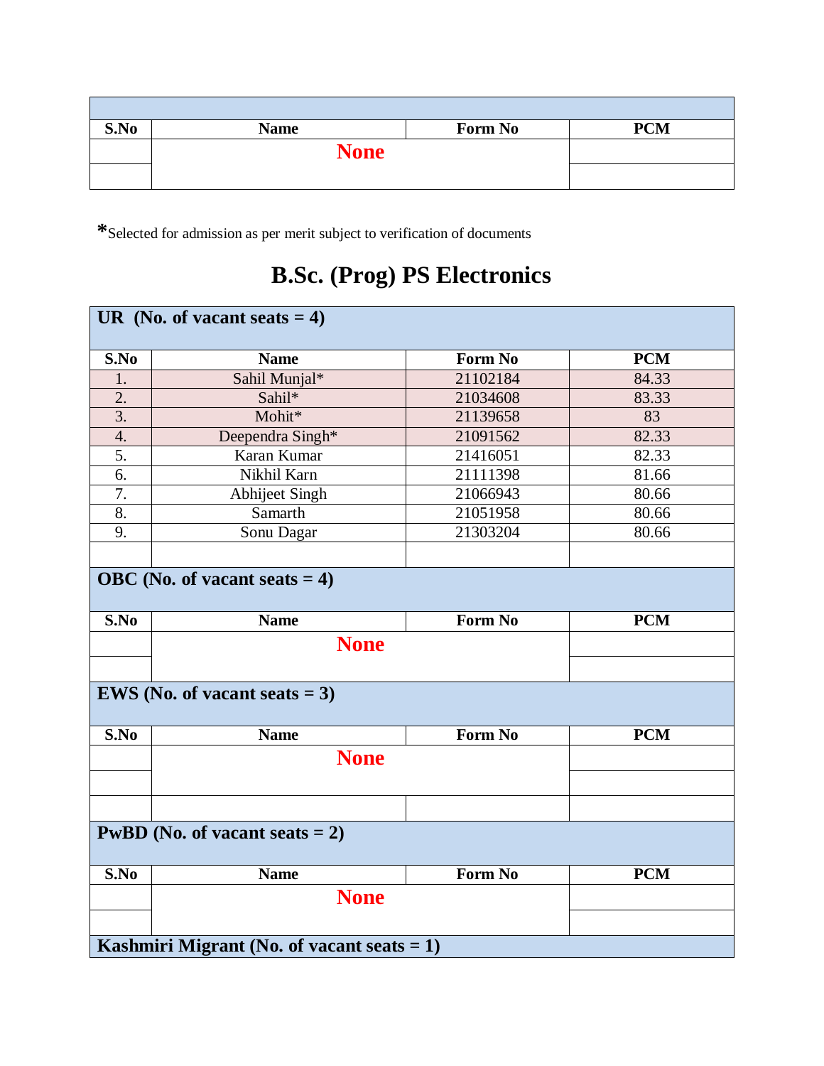| S.No | Name | Form No | PCM |
|---|---|---|---|
| | **None** | | |
| | | | |

*Selected for admission as per merit subject to verification of documents

# B.Sc. (Prog) PS Electronics

| UR (No. of vacant seats = 4) | | | |
|---|---|---|---|
| **S.No** | **Name** | **Form No** | **PCM** |
| 1. | Sahil Munjal* | 21102184 | 84.33 |
| 2. | Sahil* | 21034608 | 83.33 |
| 3. | Mohit* | 21139658 | 83 |
| 4. | Deependra Singh* | 21091562 | 82.33 |
| 5. | Karan Kumar | 21416051 | 82.33 |
| 6. | Nikhil Karn | 21111398 | 81.66 |
| 7. | Abhijeet Singh | 21066943 | 80.66 |
| 8. | Samarth | 21051958 | 80.66 |
| 9. | Sonu Dagar | 21303204 | 80.66 |
| | | | |

| OBC (No. of vacant seats = 4) | | | |
|---|---|---|---|
| **S.No** | **Name** | **Form No** | **PCM** |
| | **None** | | |
| | | | |

| EWS (No. of vacant seats = 3) | | | |
|---|---|---|---|
| **S.No** | **Name** | **Form No** | **PCM** |
| | **None** | | |
| | | | |
| | | | |

| PwBD (No. of vacant seats = 2) | | | |
|---|---|---|---|
| **S.No** | **Name** | **Form No** | **PCM** |
| | **None** | | |
| | | | |

| Kashmiri Migrant (No. of vacant seats = 1) |
|---|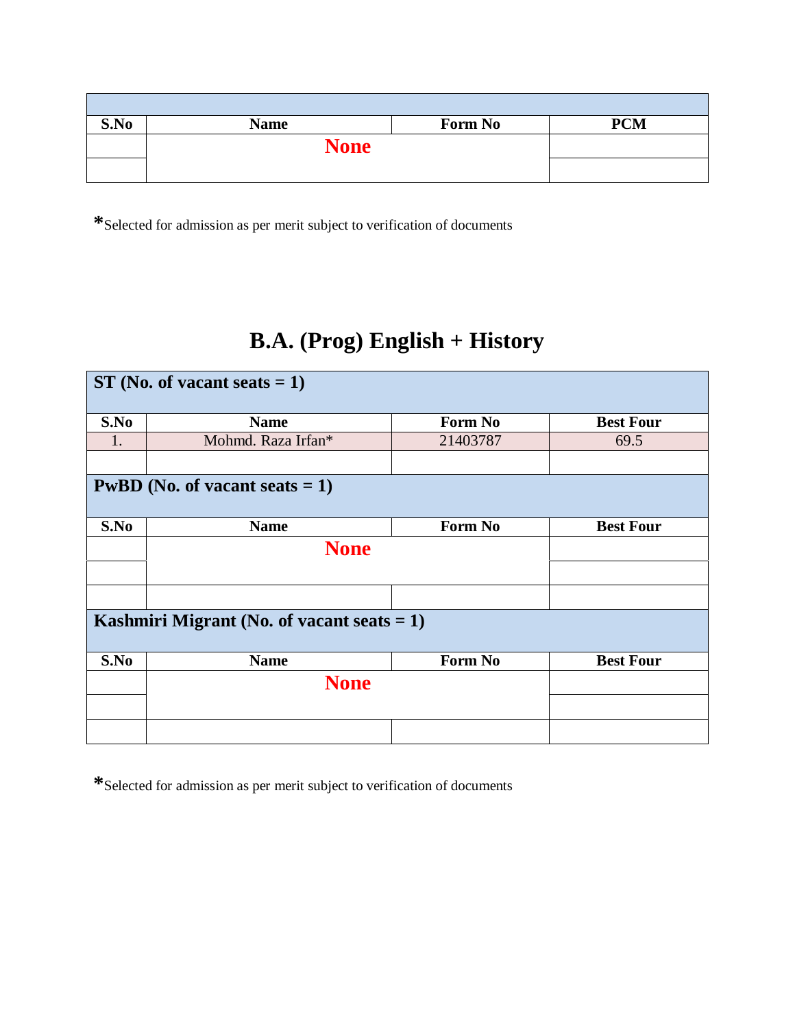| S.No | Name | Form No | PCM |
|---|---|---|---|
| | None | | |
| | | | |

*Selected for admission as per merit subject to verification of documents

# B.A. (Prog) English + History

| **ST (No. of vacant seats = 1)** | | | |
|---|---|---|---|
| **S.No** | **Name** | **Form No** | **Best Four** |
| 1. | Mohmd. Raza Irfan* | 21403787 | 69.5 |
| | | | |
| **PwBD (No. of vacant seats = 1)** | | | |
| **S.No** | **Name** | **Form No** | **Best Four** |
| | None | | |
| | | | |
| | | | |
| **Kashmiri Migrant (No. of vacant seats = 1)** | | | |
| **S.No** | **Name** | **Form No** | **Best Four** |
| | None | | |
| | | | |
| | | | |

*Selected for admission as per merit subject to verification of documents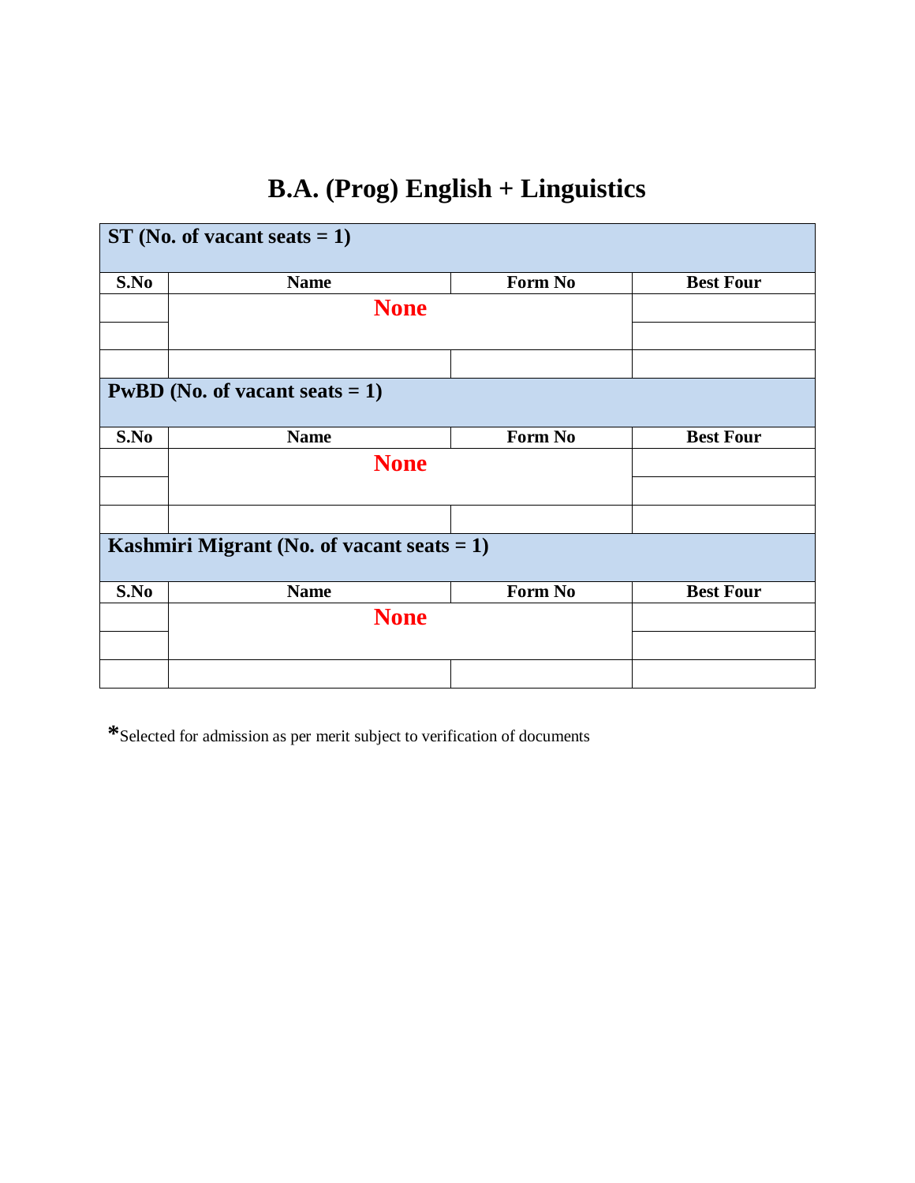# B.A. (Prog) English + Linguistics

| ST (No. of vacant seats = 1) | | | |
|---|---|---|---|
| **S.No** | **Name** | **Form No** | **Best Four** |
| | None | | |
| | | | |
| | | | |

| PwBD (No. of vacant seats = 1) | | | |
|---|---|---|---|
| **S.No** | **Name** | **Form No** | **Best Four** |
| | None | | |
| | | | |
| | | | |

| Kashmiri Migrant (No. of vacant seats = 1) | | | |
|---|---|---|---|
| **S.No** | **Name** | **Form No** | **Best Four** |
| | None | | |
| | | | |
| | | | |

*Selected for admission as per merit subject to verification of documents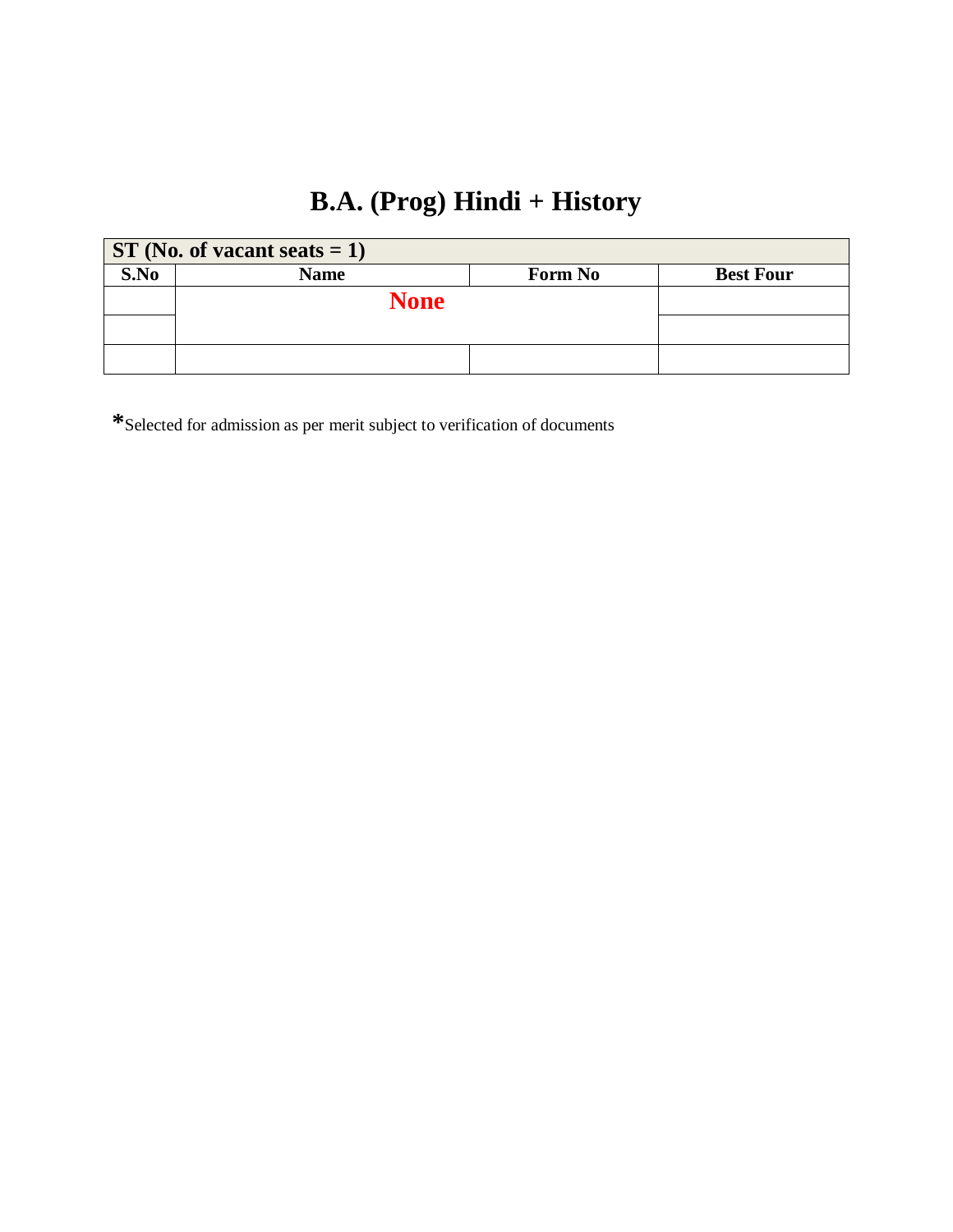# B.A. (Prog) Hindi + History

| ST (No. of vacant seats = 1) | | | |
|---|---|---|---|
| **S.No** | **Name** | **Form No** | **Best Four** |
| | **None** | | |
| | | | |
| | | | |

*Selected for admission as per merit subject to verification of documents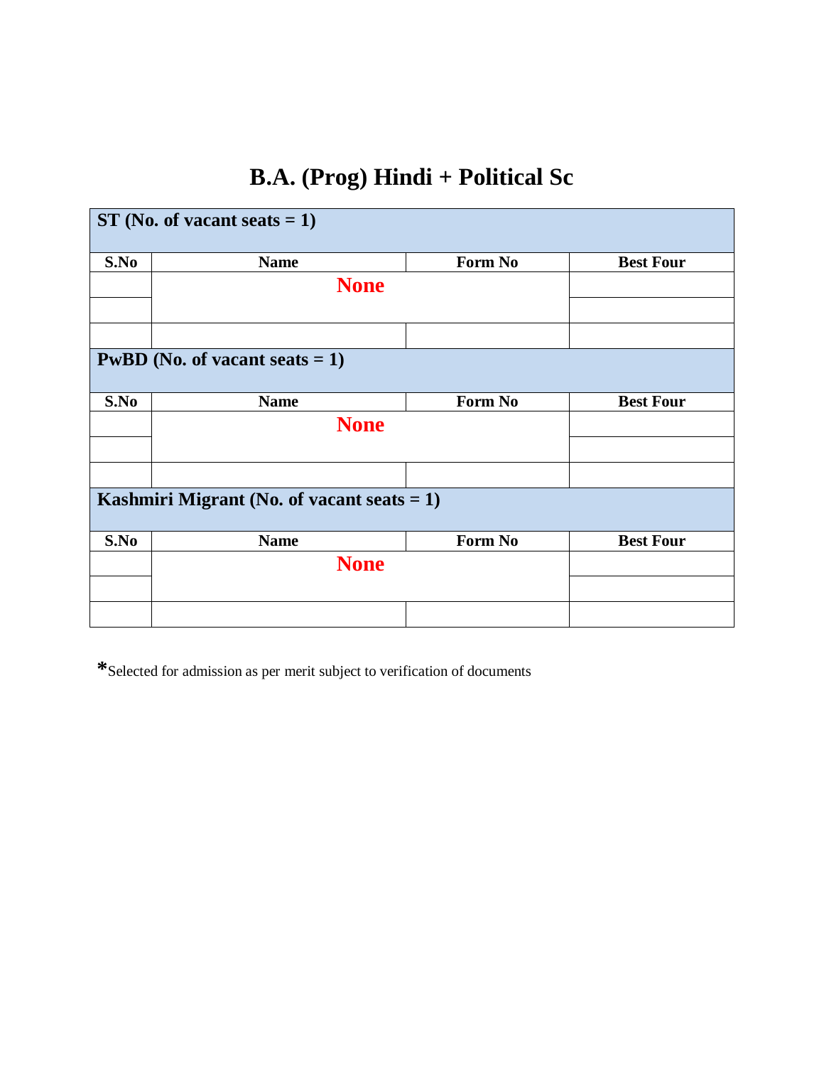# B.A. (Prog) Hindi + Political Sc

| ST (No. of vacant seats = 1) | | | |
|---|---|---|---|
| **S.No** | **Name** | **Form No** | **Best Four** |
| | **None** | | |
| | | | |
| | | | |
| **PwBD (No. of vacant seats = 1)** | | | |
| **S.No** | **Name** | **Form No** | **Best Four** |
| | **None** | | |
| | | | |
| | | | |
| **Kashmiri Migrant (No. of vacant seats = 1)** | | | |
| **S.No** | **Name** | **Form No** | **Best Four** |
| | **None** | | |
| | | | |
| | | | |

*Selected for admission as per merit subject to verification of documents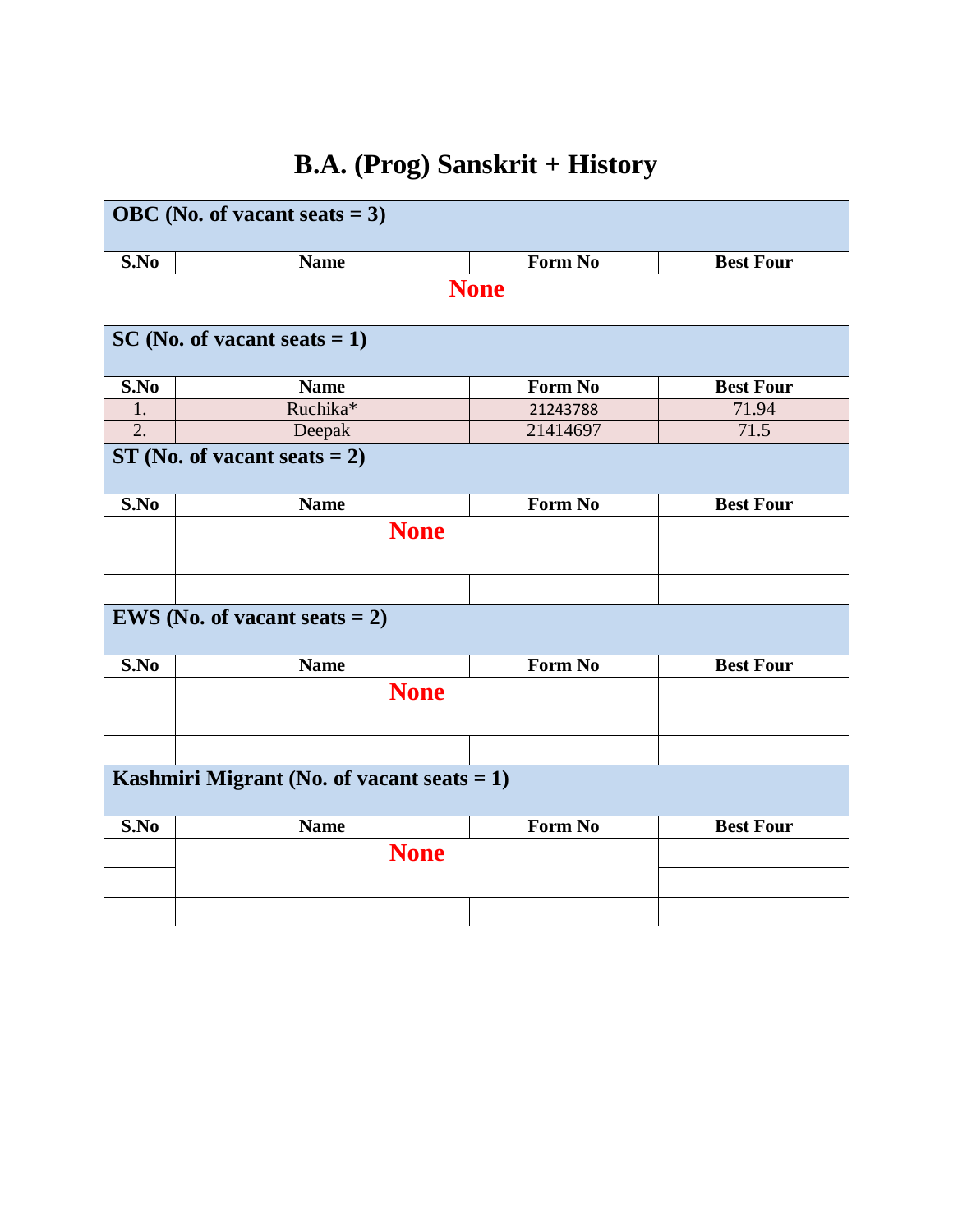# B.A. (Prog) Sanskrit + History

| OBC (No. of vacant seats = 3) | | | |
|---|---|---|---|
| S.No | Name | Form No | Best Four |
| | None | | |

| SC (No. of vacant seats = 1) | | | |
|---|---|---|---|
| S.No | Name | Form No | Best Four |
| 1. | Ruchika* | 21243788 | 71.94 |
| 2. | Deepak | 21414697 | 71.5 |

| ST (No. of vacant seats = 2) | | | |
|---|---|---|---|
| S.No | Name | Form No | Best Four |
| | None | | |
| | | | |
| | | | |

| EWS (No. of vacant seats = 2) | | | |
|---|---|---|---|
| S.No | Name | Form No | Best Four |
| | None | | |
| | | | |
| | | | |

| Kashmiri Migrant (No. of vacant seats = 1) | | | |
|---|---|---|---|
| S.No | Name | Form No | Best Four |
| | None | | |
| | | | |
| | | | |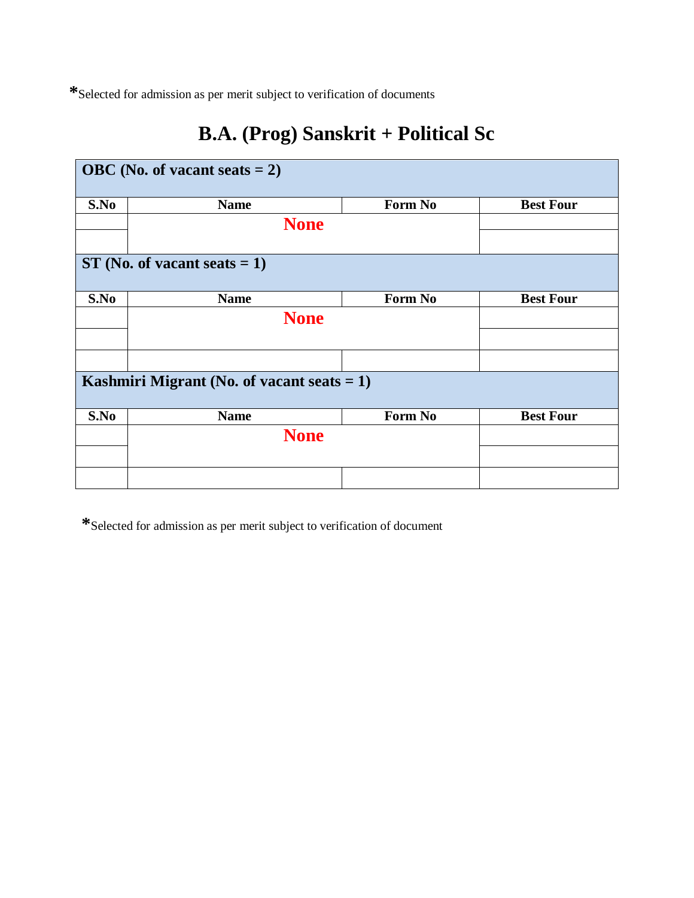*Selected for admission as per merit subject to verification of documents

# B.A. (Prog) Sanskrit + Political Sc

| **OBC (No. of vacant seats = 2)** | | | |
|---|---|---|---|
| **S.No** | **Name** | **Form No** | **Best Four** |
| | **None** | | |
| | | | |
| **ST (No. of vacant seats = 1)** | | | |
| **S.No** | **Name** | **Form No** | **Best Four** |
| | **None** | | |
| | | | |
| | | | |
| **Kashmiri Migrant (No. of vacant seats = 1)** | | | |
| **S.No** | **Name** | **Form No** | **Best Four** |
| | **None** | | |
| | | | |
| | | | |

*Selected for admission as per merit subject to verification of document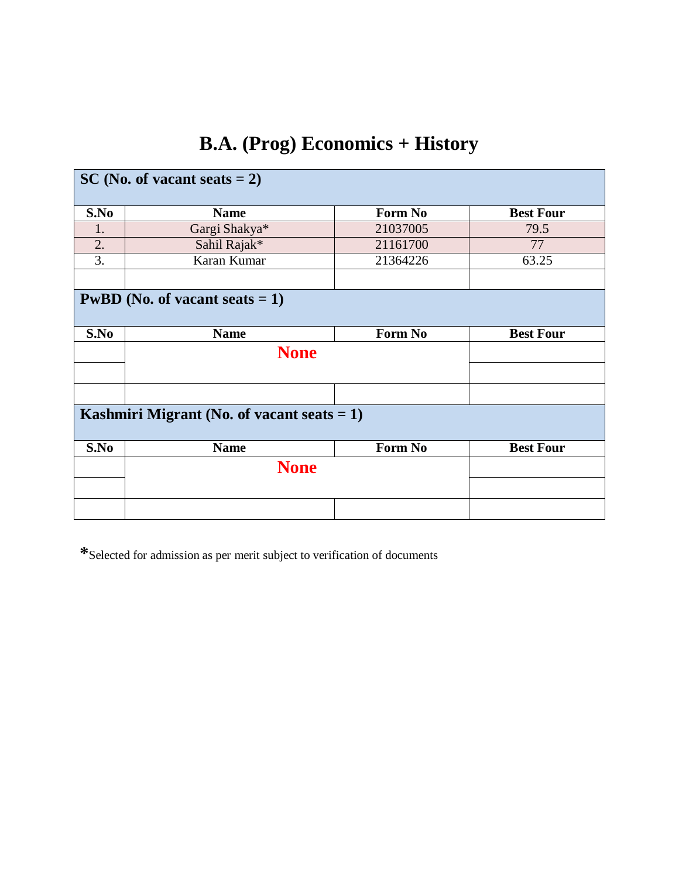# B.A. (Prog) Economics + History

| SC (No. of vacant seats = 2) | | | |
|---|---|---|---|
| **S.No** | **Name** | **Form No** | **Best Four** |
| 1. | Gargi Shakya* | 21037005 | 79.5 |
| 2. | Sahil Rajak* | 21161700 | 77 |
| 3. | Karan Kumar | 21364226 | 63.25 |

| PwBD (No. of vacant seats = 1) | | | |
|---|---|---|---|
| **S.No** | **Name** | **Form No** | **Best Four** |
| | **None** | | |

| Kashmiri Migrant (No. of vacant seats = 1) | | | |
|---|---|---|---|
| **S.No** | **Name** | **Form No** | **Best Four** |
| | **None** | | |

*Selected for admission as per merit subject to verification of documents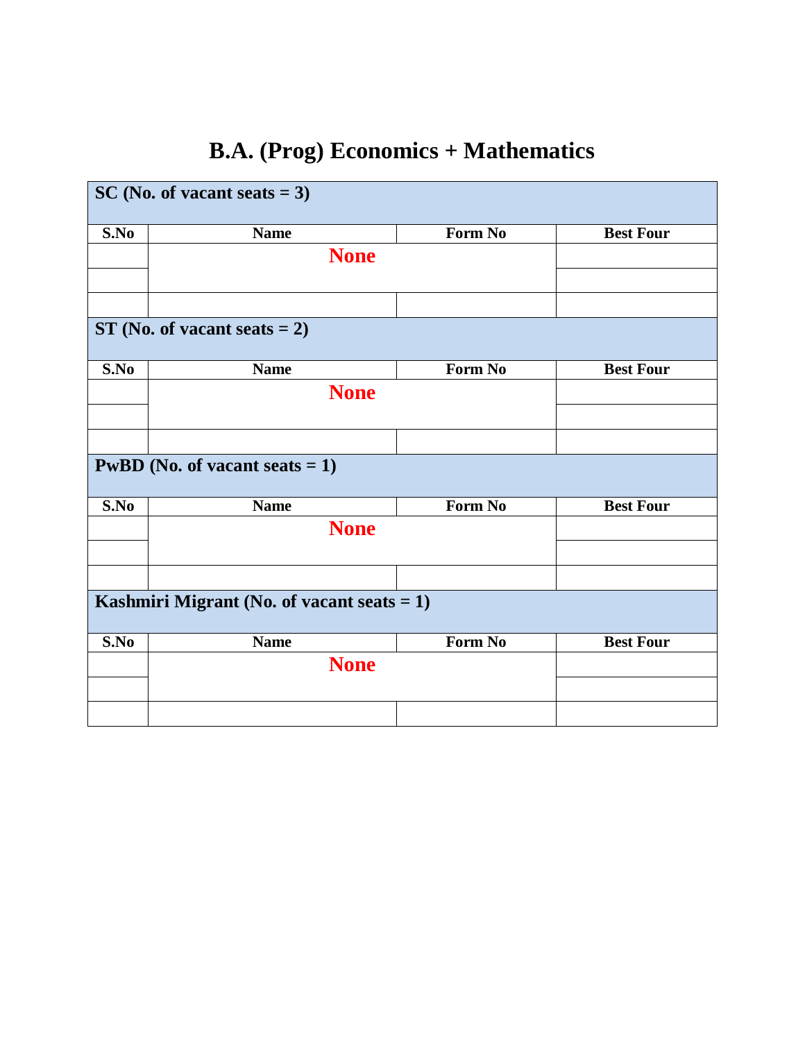# B.A. (Prog) Economics + Mathematics

| SC (No. of vacant seats = 3) | | | |
|---|---|---|---|
| S.No | Name | Form No | Best Four |
| | None | | |
| | | | |
| | | | |

| ST (No. of vacant seats = 2) | | | |
|---|---|---|---|
| S.No | Name | Form No | Best Four |
| | None | | |
| | | | |
| | | | |

| PwBD (No. of vacant seats = 1) | | | |
|---|---|---|---|
| S.No | Name | Form No | Best Four |
| | None | | |
| | | | |
| | | | |

| Kashmiri Migrant (No. of vacant seats = 1) | | | |
|---|---|---|---|
| S.No | Name | Form No | Best Four |
| | None | | |
| | | | |
| | | | |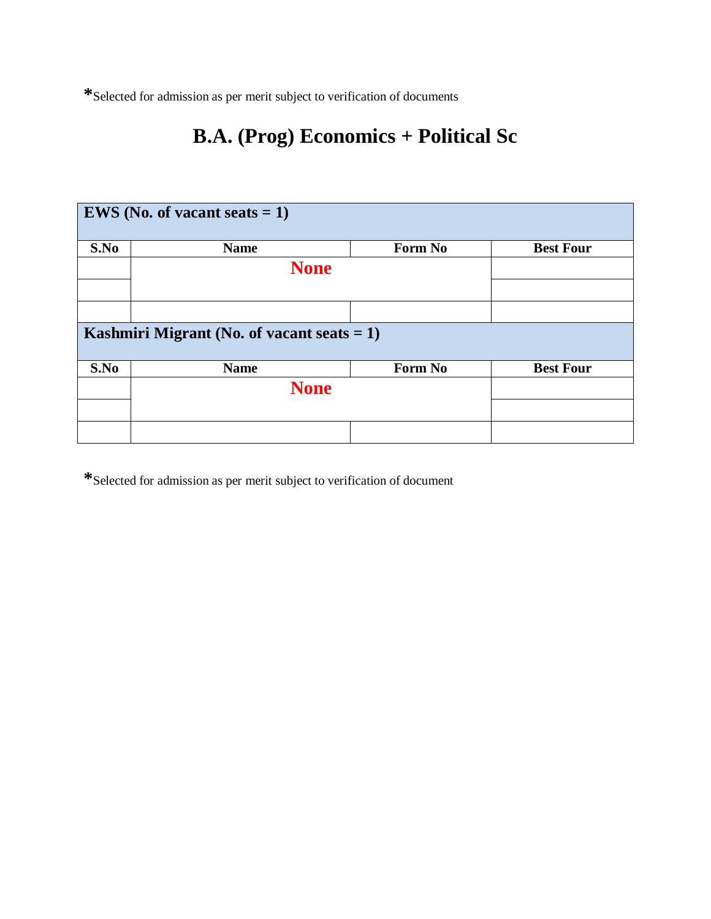*Selected for admission as per merit subject to verification of documents

# B.A. (Prog) Economics + Political Sc

| EWS (No. of vacant seats = 1) | | | |
|---|---|---|---|
| **S.No** | **Name** | **Form No** | **Best Four** |
| | **None** | | |
| | | | |
| | | | |
| **Kashmiri Migrant (No. of vacant seats = 1)** | | | |
| **S.No** | **Name** | **Form No** | **Best Four** |
| | **None** | | |
| | | | |
| | | | |

*Selected for admission as per merit subject to verification of document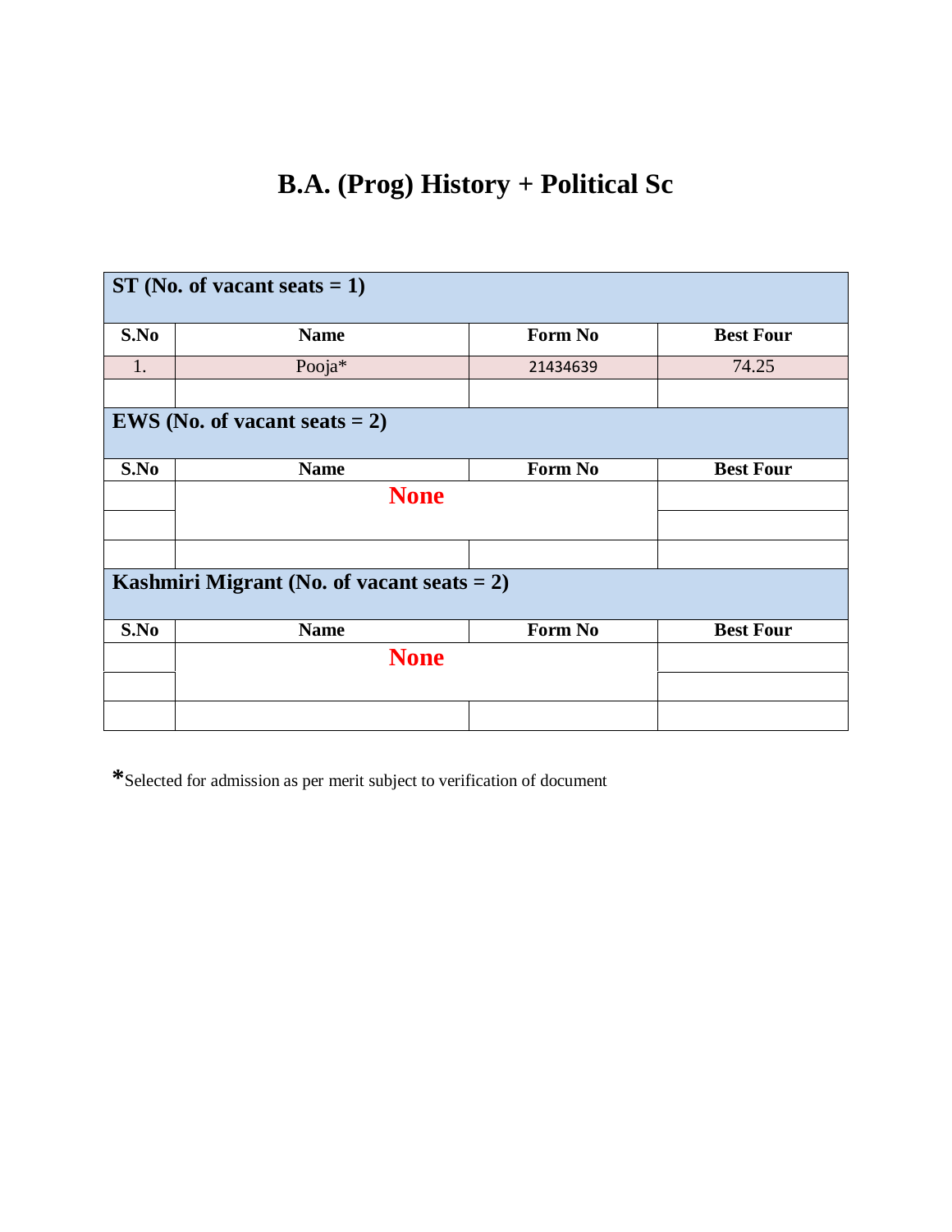# B.A. (Prog) History + Political Sc

| ST (No. of vacant seats = 1) | | | |
|---|---|---|---|
| **S.No** | **Name** | **Form No** | **Best Four** |
| 1. | Pooja* | 21434639 | 74.25 |
| | | | |

| EWS (No. of vacant seats = 2) | | | |
|---|---|---|---|
| **S.No** | **Name** | **Form No** | **Best Four** |
| | **None** | | |
| | | | |
| | | | |

| Kashmiri Migrant (No. of vacant seats = 2) | | | |
|---|---|---|---|
| **S.No** | **Name** | **Form No** | **Best Four** |
| | **None** | | |
| | | | |
| | | | |

*Selected for admission as per merit subject to verification of document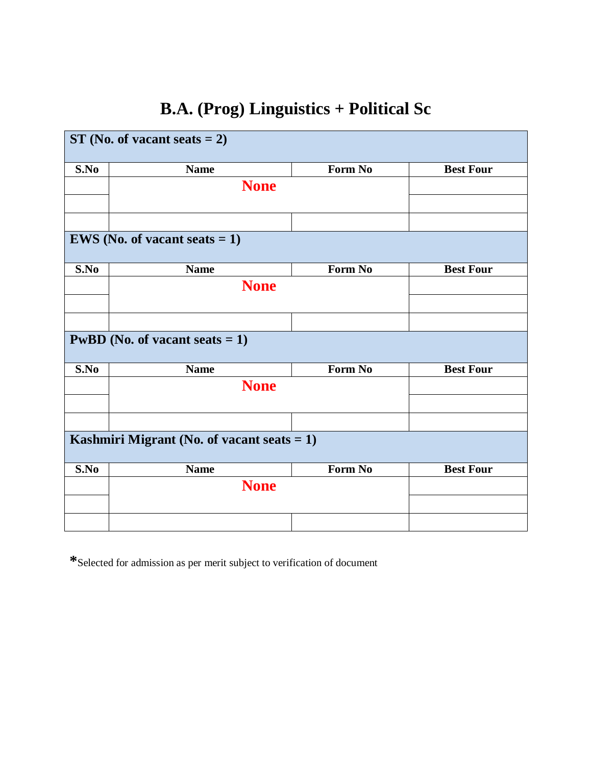# B.A. (Prog) Linguistics + Political Sc

| ST (No. of vacant seats = 2) | | | |
|---|---|---|---|
| **S.No** | **Name** | **Form No** | **Best Four** |
| | **None** | | |
| | | | |
| | | | |

| EWS (No. of vacant seats = 1) | | | |
|---|---|---|---|
| **S.No** | **Name** | **Form No** | **Best Four** |
| | **None** | | |
| | | | |
| | | | |

| PwBD (No. of vacant seats = 1) | | | |
|---|---|---|---|
| **S.No** | **Name** | **Form No** | **Best Four** |
| | **None** | | |
| | | | |
| | | | |

| Kashmiri Migrant (No. of vacant seats = 1) | | | |
|---|---|---|---|
| **S.No** | **Name** | **Form No** | **Best Four** |
| | **None** | | |
| | | | |
| | | | |

**\***Selected for admission as per merit subject to verification of document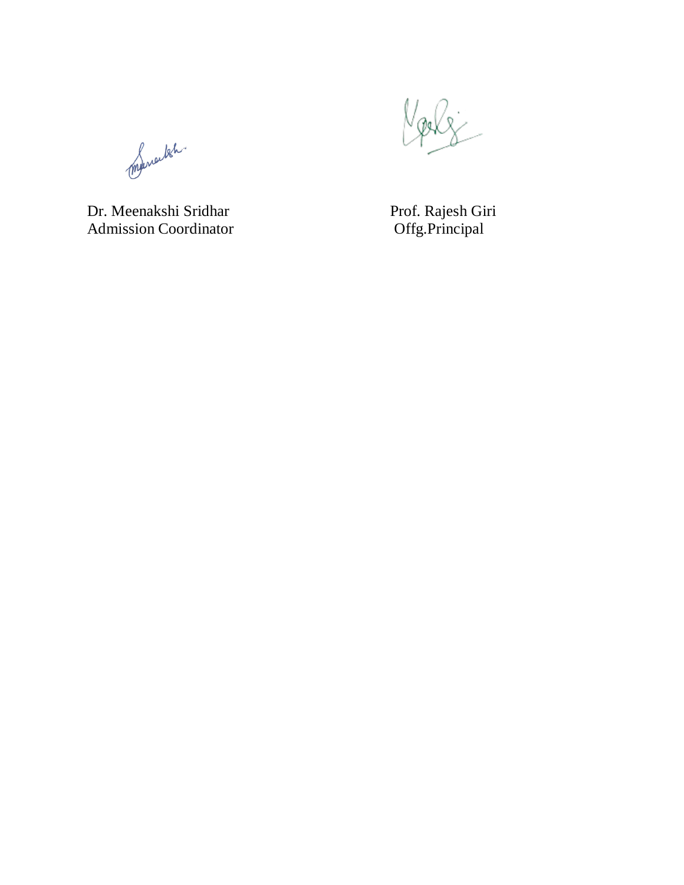Dr. Meenakshi Sridhar
Admission Coordinator

Prof. Rajesh Giri
Offg.Principal